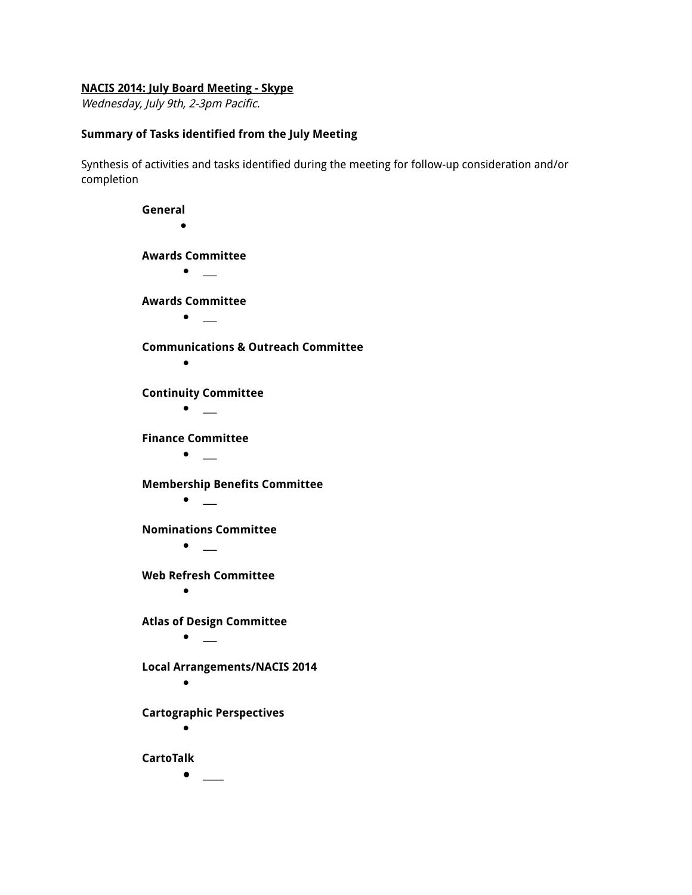**NACIS 2014: July Board Meeting - Skype**

*Wednesday, July 9th, 2-3pm Pacific.*

**Summary of Tasks identified from the July Meeting**

Synthesis of activities and tasks identified during the meeting for follow-up consideration and/or completion

**General**

- 

**Awards Committee**

- ___

**Awards Committee**

- ___

**Communications & Outreach Committee**

- 

**Continuity Committee**

- ___

**Finance Committee**

- ___

**Membership Benefits Committee**

- ___

**Nominations Committee**

- ___

**Web Refresh Committee**

- 

**Atlas of Design Committee**

- ___

**Local Arrangements/NACIS 2014**

- 

**Cartographic Perspectives**

- 

**CartoTalk**

- ____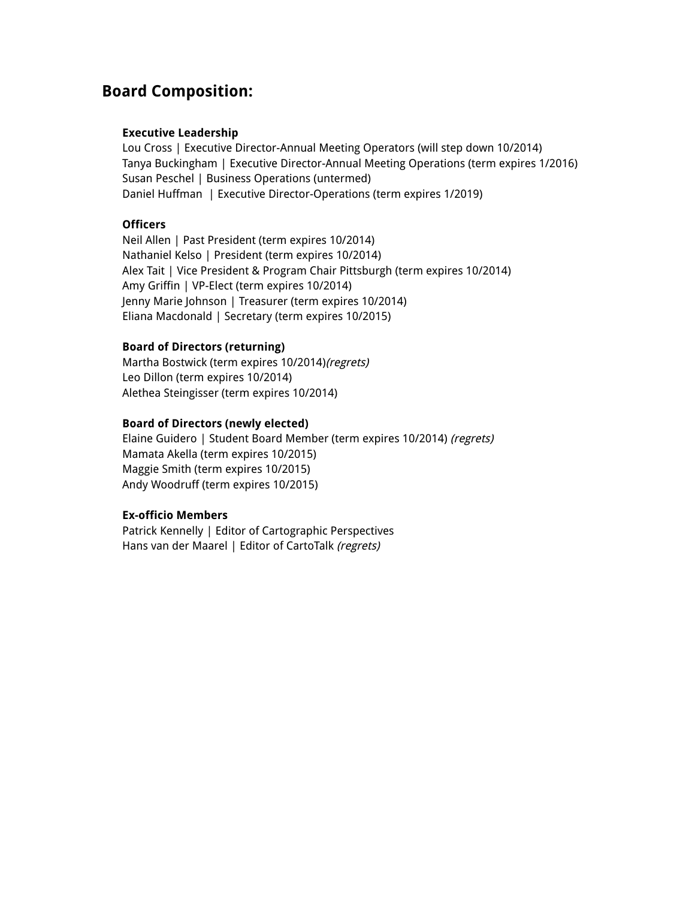## Board Composition:

### Executive Leadership

Lou Cross | Executive Director-Annual Meeting Operators (will step down 10/2014)
Tanya Buckingham | Executive Director-Annual Meeting Operations (term expires 1/2016)
Susan Peschel | Business Operations (untermed)
Daniel Huffman | Executive Director-Operations (term expires 1/2019)

### Officers

Neil Allen | Past President (term expires 10/2014)
Nathaniel Kelso | President (term expires 10/2014)
Alex Tait | Vice President & Program Chair Pittsburgh (term expires 10/2014)
Amy Griffin | VP-Elect (term expires 10/2014)
Jenny Marie Johnson | Treasurer (term expires 10/2014)
Eliana Macdonald | Secretary (term expires 10/2015)

### Board of Directors (returning)

Martha Bostwick (term expires 10/2014)*(regrets)*
Leo Dillon (term expires 10/2014)
Alethea Steingisser (term expires 10/2014)

### Board of Directors (newly elected)

Elaine Guidero | Student Board Member (term expires 10/2014) *(regrets)*
Mamata Akella (term expires 10/2015)
Maggie Smith (term expires 10/2015)
Andy Woodruff (term expires 10/2015)

### Ex-officio Members

Patrick Kennelly | Editor of Cartographic Perspectives
Hans van der Maarel | Editor of CartoTalk *(regrets)*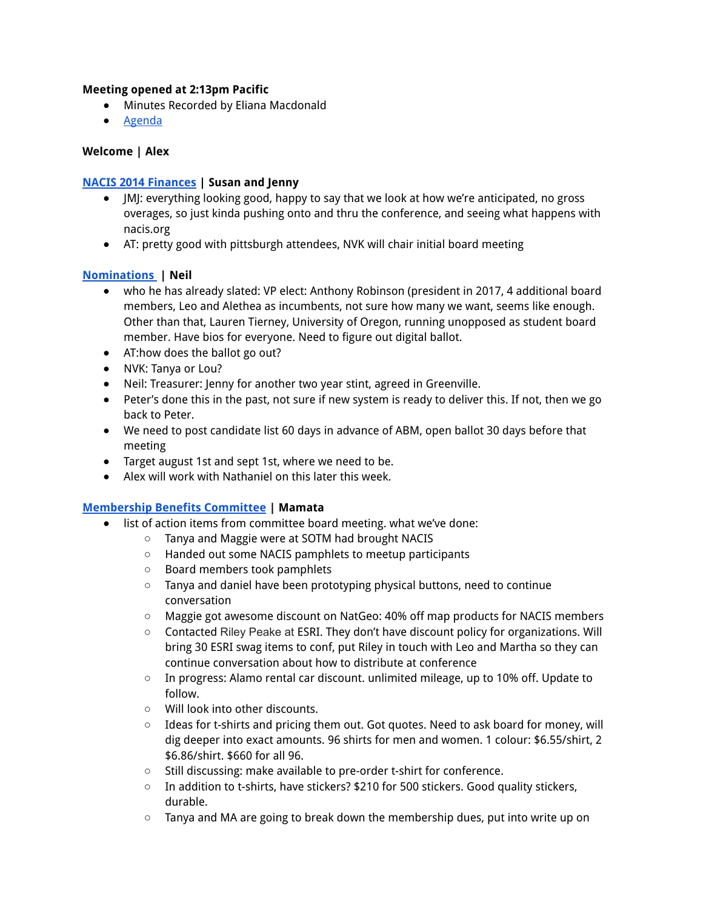**Meeting opened at 2:13pm Pacific**

- Minutes Recorded by Eliana Macdonald
- Agenda

**Welcome | Alex**

**NACIS 2014 Finances | Susan and Jenny**

- JMJ: everything looking good, happy to say that we look at how we're anticipated, no gross overages, so just kinda pushing onto and thru the conference, and seeing what happens with nacis.org
- AT: pretty good with pittsburgh attendees, NVK will chair initial board meeting

**Nominations | Neil**

- who he has already slated: VP elect: Anthony Robinson (president in 2017, 4 additional board members, Leo and Alethea as incumbents, not sure how many we want, seems like enough. Other than that, Lauren Tierney, University of Oregon, running unopposed as student board member. Have bios for everyone. Need to figure out digital ballot.
- AT:how does the ballot go out?
- NVK: Tanya or Lou?
- Neil: Treasurer: Jenny for another two year stint, agreed in Greenville.
- Peter's done this in the past, not sure if new system is ready to deliver this. If not, then we go back to Peter.
- We need to post candidate list 60 days in advance of ABM, open ballot 30 days before that meeting
- Target august 1st and sept 1st, where we need to be.
- Alex will work with Nathaniel on this later this week.

**Membership Benefits Committee | Mamata**

- list of action items from committee board meeting. what we've done:
  - Tanya and Maggie were at SOTM had brought NACIS
  - Handed out some NACIS pamphlets to meetup participants
  - Board members took pamphlets
  - Tanya and daniel have been prototyping physical buttons, need to continue conversation
  - Maggie got awesome discount on NatGeo: 40% off map products for NACIS members
  - Contacted Riley Peake at ESRI. They don't have discount policy for organizations. Will bring 30 ESRI swag items to conf, put Riley in touch with Leo and Martha so they can continue conversation about how to distribute at conference
  - In progress: Alamo rental car discount. unlimited mileage, up to 10% off. Update to follow.
  - Will look into other discounts.
  - Ideas for t-shirts and pricing them out. Got quotes. Need to ask board for money, will dig deeper into exact amounts. 96 shirts for men and women. 1 colour: $6.55/shirt, 2 $6.86/shirt. $660 for all 96.
  - Still discussing: make available to pre-order t-shirt for conference.
  - In addition to t-shirts, have stickers? $210 for 500 stickers. Good quality stickers, durable.
  - Tanya and MA are going to break down the membership dues, put into write up on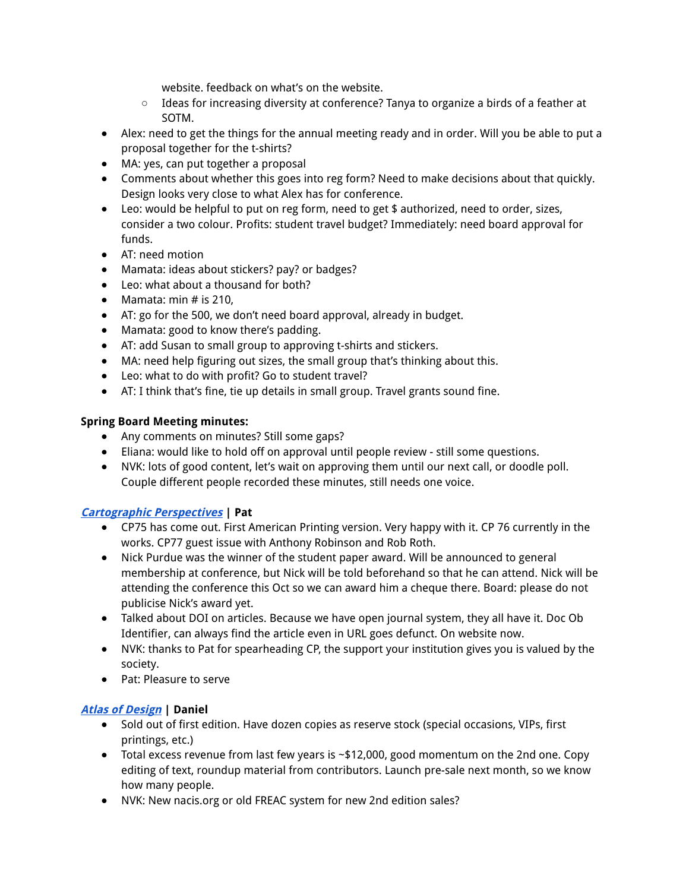website. feedback on what's on the website.
    - Ideas for increasing diversity at conference? Tanya to organize a birds of a feather at SOTM.
- Alex: need to get the things for the annual meeting ready and in order. Will you be able to put a proposal together for the t-shirts?
- MA: yes, can put together a proposal
- Comments about whether this goes into reg form? Need to make decisions about that quickly. Design looks very close to what Alex has for conference.
- Leo: would be helpful to put on reg form, need to get $ authorized, need to order, sizes, consider a two colour. Profits: student travel budget? Immediately: need board approval for funds.
- AT: need motion
- Mamata: ideas about stickers? pay? or badges?
- Leo: what about a thousand for both?
- Mamata: min # is 210,
- AT: go for the 500, we don't need board approval, already in budget.
- Mamata: good to know there's padding.
- AT: add Susan to small group to approving t-shirts and stickers.
- MA: need help figuring out sizes, the small group that's thinking about this.
- Leo: what to do with profit? Go to student travel?
- AT: I think that's fine, tie up details in small group. Travel grants sound fine.

**Spring Board Meeting minutes:**

- Any comments on minutes? Still some gaps?
- Eliana: would like to hold off on approval until people review - still some questions.
- NVK: lots of good content, let's wait on approving them until our next call, or doodle poll. Couple different people recorded these minutes, still needs one voice.

***Cartographic Perspectives*** **| Pat**

- CP75 has come out. First American Printing version. Very happy with it. CP 76 currently in the works. CP77 guest issue with Anthony Robinson and Rob Roth.
- Nick Purdue was the winner of the student paper award. Will be announced to general membership at conference, but Nick will be told beforehand so that he can attend. Nick will be attending the conference this Oct so we can award him a cheque there. Board: please do not publicise Nick's award yet.
- Talked about DOI on articles. Because we have open journal system, they all have it. Doc Ob Identifier, can always find the article even in URL goes defunct. On website now.
- NVK: thanks to Pat for spearheading CP, the support your institution gives you is valued by the society.
- Pat: Pleasure to serve

***Atlas of Design*** **| Daniel**

- Sold out of first edition. Have dozen copies as reserve stock (special occasions, VIPs, first printings, etc.)
- Total excess revenue from last few years is ~$12,000, good momentum on the 2nd one. Copy editing of text, roundup material from contributors. Launch pre-sale next month, so we know how many people.
- NVK: New nacis.org or old FREAC system for new 2nd edition sales?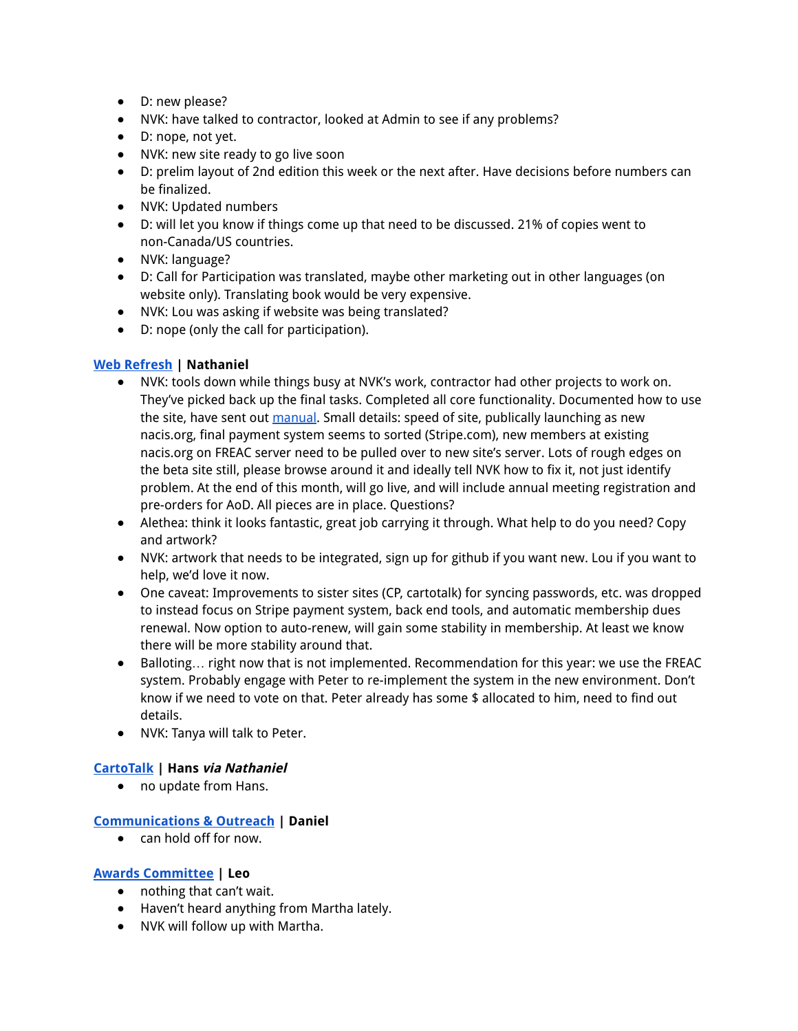- D: new please?
- NVK: have talked to contractor, looked at Admin to see if any problems?
- D: nope, not yet.
- NVK: new site ready to go live soon
- D: prelim layout of 2nd edition this week or the next after. Have decisions before numbers can be finalized.
- NVK: Updated numbers
- D: will let you know if things come up that need to be discussed. 21% of copies went to non-Canada/US countries.
- NVK: language?
- D: Call for Participation was translated, maybe other marketing out in other languages (on website only). Translating book would be very expensive.
- NVK: Lou was asking if website was being translated?
- D: nope (only the call for participation).

### Web Refresh | Nathaniel

- NVK: tools down while things busy at NVK's work, contractor had other projects to work on. They've picked back up the final tasks. Completed all core functionality. Documented how to use the site, have sent out manual. Small details: speed of site, publically launching as new nacis.org, final payment system seems to sorted (Stripe.com), new members at existing nacis.org on FREAC server need to be pulled over to new site's server. Lots of rough edges on the beta site still, please browse around it and ideally tell NVK how to fix it, not just identify problem. At the end of this month, will go live, and will include annual meeting registration and pre-orders for AoD. All pieces are in place. Questions?
- Alethea: think it looks fantastic, great job carrying it through. What help to do you need? Copy and artwork?
- NVK: artwork that needs to be integrated, sign up for github if you want new. Lou if you want to help, we'd love it now.
- One caveat: Improvements to sister sites (CP, cartotalk) for syncing passwords, etc. was dropped to instead focus on Stripe payment system, back end tools, and automatic membership dues renewal. Now option to auto-renew, will gain some stability in membership. At least we know there will be more stability around that.
- Balloting… right now that is not implemented. Recommendation for this year: we use the FREAC system. Probably engage with Peter to re-implement the system in the new environment. Don't know if we need to vote on that. Peter already has some $ allocated to him, need to find out details.
- NVK: Tanya will talk to Peter.

### CartoTalk | Hans *via Nathaniel*

- no update from Hans.

### Communications & Outreach | Daniel

- can hold off for now.

### Awards Committee | Leo

- nothing that can't wait.
- Haven't heard anything from Martha lately.
- NVK will follow up with Martha.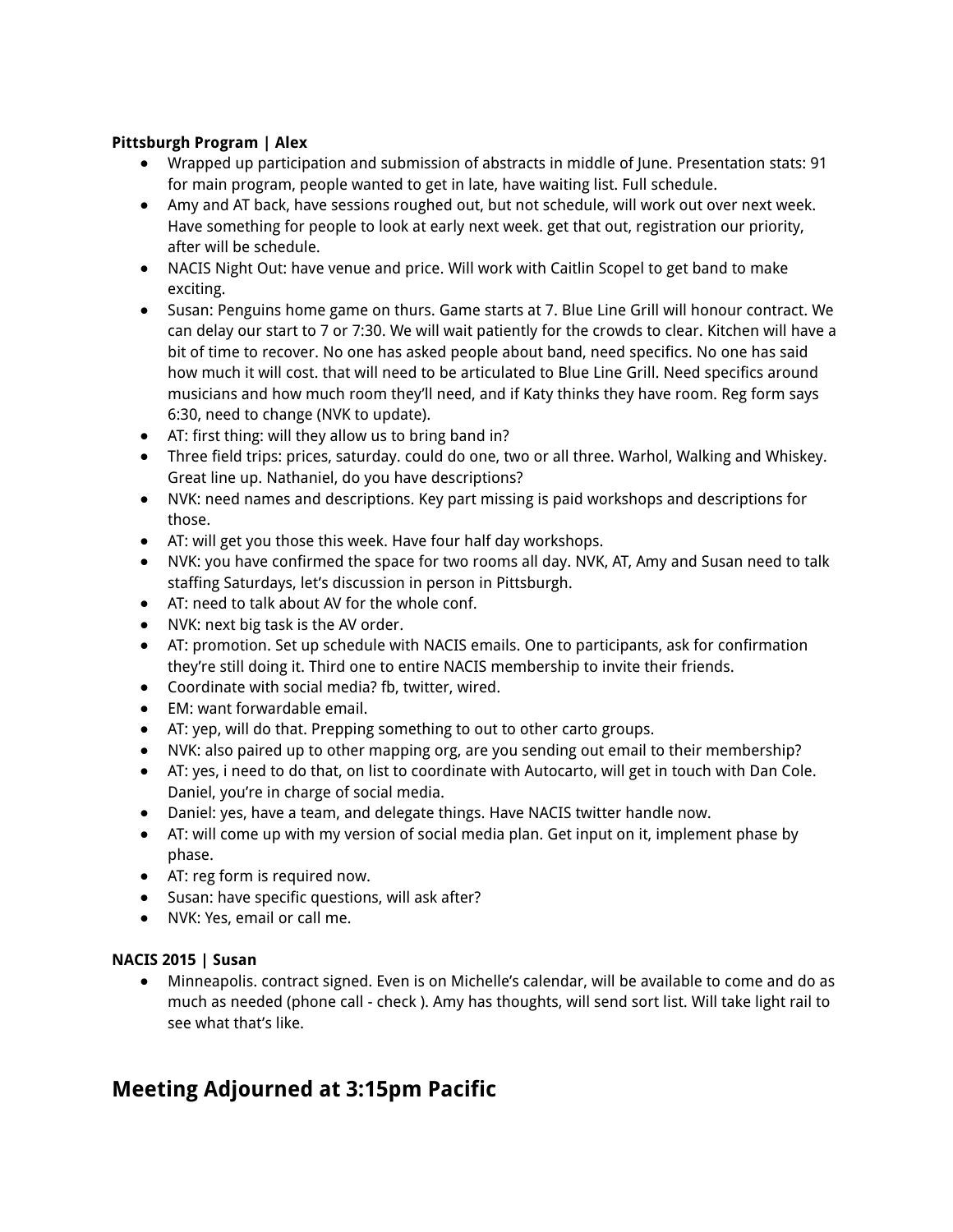**Pittsburgh Program | Alex**

- Wrapped up participation and submission of abstracts in middle of June. Presentation stats: 91 for main program, people wanted to get in late, have waiting list. Full schedule.
- Amy and AT back, have sessions roughed out, but not schedule, will work out over next week. Have something for people to look at early next week. get that out, registration our priority, after will be schedule.
- NACIS Night Out: have venue and price. Will work with Caitlin Scopel to get band to make exciting.
- Susan: Penguins home game on thurs. Game starts at 7. Blue Line Grill will honour contract. We can delay our start to 7 or 7:30. We will wait patiently for the crowds to clear. Kitchen will have a bit of time to recover. No one has asked people about band, need specifics. No one has said how much it will cost. that will need to be articulated to Blue Line Grill. Need specifics around musicians and how much room they'll need, and if Katy thinks they have room. Reg form says 6:30, need to change (NVK to update).
- AT: first thing: will they allow us to bring band in?
- Three field trips: prices, saturday. could do one, two or all three. Warhol, Walking and Whiskey. Great line up. Nathaniel, do you have descriptions?
- NVK: need names and descriptions. Key part missing is paid workshops and descriptions for those.
- AT: will get you those this week. Have four half day workshops.
- NVK: you have confirmed the space for two rooms all day. NVK, AT, Amy and Susan need to talk staffing Saturdays, let's discussion in person in Pittsburgh.
- AT: need to talk about AV for the whole conf.
- NVK: next big task is the AV order.
- AT: promotion. Set up schedule with NACIS emails. One to participants, ask for confirmation they're still doing it. Third one to entire NACIS membership to invite their friends.
- Coordinate with social media? fb, twitter, wired.
- EM: want forwardable email.
- AT: yep, will do that. Prepping something to out to other carto groups.
- NVK: also paired up to other mapping org, are you sending out email to their membership?
- AT: yes, i need to do that, on list to coordinate with Autocarto, will get in touch with Dan Cole. Daniel, you're in charge of social media.
- Daniel: yes, have a team, and delegate things. Have NACIS twitter handle now.
- AT: will come up with my version of social media plan. Get input on it, implement phase by phase.
- AT: reg form is required now.
- Susan: have specific questions, will ask after?
- NVK: Yes, email or call me.

**NACIS 2015 | Susan**

- Minneapolis. contract signed. Even is on Michelle's calendar, will be available to come and do as much as needed (phone call - check ). Amy has thoughts, will send sort list. Will take light rail to see what that's like.

## Meeting Adjourned at 3:15pm Pacific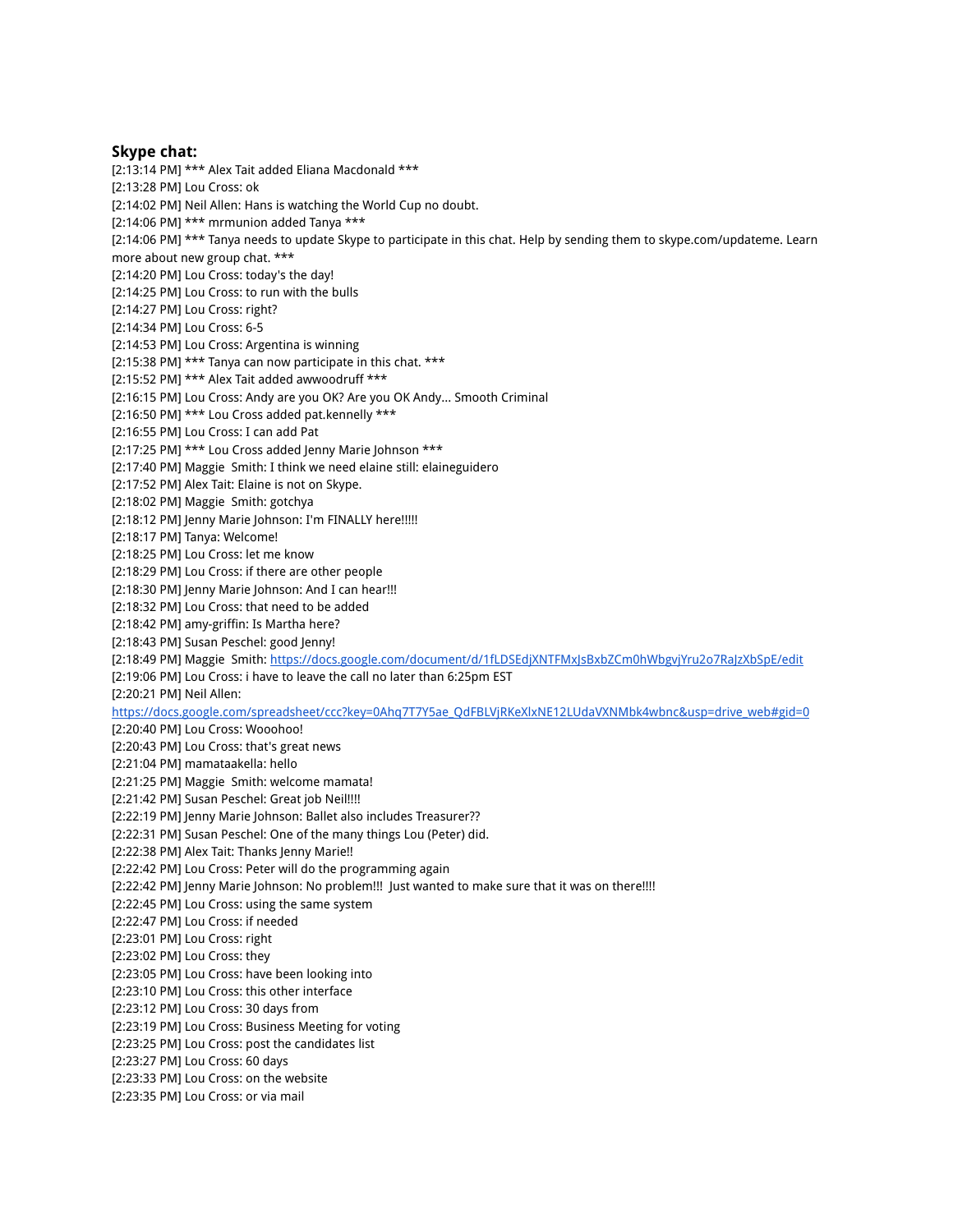**Skype chat:**

[2:13:14 PM] *** Alex Tait added Eliana Macdonald ***
[2:13:28 PM] Lou Cross: ok
[2:14:02 PM] Neil Allen: Hans is watching the World Cup no doubt.
[2:14:06 PM] *** mrmunion added Tanya ***
[2:14:06 PM] *** Tanya needs to update Skype to participate in this chat. Help by sending them to skype.com/updateme. Learn more about new group chat. ***
[2:14:20 PM] Lou Cross: today's the day!
[2:14:25 PM] Lou Cross: to run with the bulls
[2:14:27 PM] Lou Cross: right?
[2:14:34 PM] Lou Cross: 6-5
[2:14:53 PM] Lou Cross: Argentina is winning
[2:15:38 PM] *** Tanya can now participate in this chat. ***
[2:15:52 PM] *** Alex Tait added awwoodruff ***
[2:16:15 PM] Lou Cross: Andy are you OK? Are you OK Andy... Smooth Criminal
[2:16:50 PM] *** Lou Cross added pat.kennelly ***
[2:16:55 PM] Lou Cross: I can add Pat
[2:17:25 PM] *** Lou Cross added Jenny Marie Johnson ***
[2:17:40 PM] Maggie Smith: I think we need elaine still: elaineguidero
[2:17:52 PM] Alex Tait: Elaine is not on Skype.
[2:18:02 PM] Maggie Smith: gotchya
[2:18:12 PM] Jenny Marie Johnson: I'm FINALLY here!!!!!
[2:18:17 PM] Tanya: Welcome!
[2:18:25 PM] Lou Cross: let me know
[2:18:29 PM] Lou Cross: if there are other people
[2:18:30 PM] Jenny Marie Johnson: And I can hear!!!
[2:18:32 PM] Lou Cross: that need to be added
[2:18:42 PM] amy-griffin: Is Martha here?
[2:18:43 PM] Susan Peschel: good Jenny!
[2:18:49 PM] Maggie Smith: https://docs.google.com/document/d/1fLDSEdjXNTFMxJsBxbZCm0hWbgvjYru2o7RaJzXbSpE/edit
[2:19:06 PM] Lou Cross: i have to leave the call no later than 6:25pm EST
[2:20:21 PM] Neil Allen:
https://docs.google.com/spreadsheet/ccc?key=0Ahq7T7Y5ae_QdFBLVjRKeXlxNE12LUdaVXNMbk4wbnc&usp=drive_web#gid=0
[2:20:40 PM] Lou Cross: Wooohoo!
[2:20:43 PM] Lou Cross: that's great news
[2:21:04 PM] mamataakella: hello
[2:21:25 PM] Maggie Smith: welcome mamata!
[2:21:42 PM] Susan Peschel: Great job Neil!!!!
[2:22:19 PM] Jenny Marie Johnson: Ballet also includes Treasurer??
[2:22:31 PM] Susan Peschel: One of the many things Lou (Peter) did.
[2:22:38 PM] Alex Tait: Thanks Jenny Marie!!
[2:22:42 PM] Lou Cross: Peter will do the programming again
[2:22:42 PM] Jenny Marie Johnson: No problem!!! Just wanted to make sure that it was on there!!!!
[2:22:45 PM] Lou Cross: using the same system
[2:22:47 PM] Lou Cross: if needed
[2:23:01 PM] Lou Cross: right
[2:23:02 PM] Lou Cross: they
[2:23:05 PM] Lou Cross: have been looking into
[2:23:10 PM] Lou Cross: this other interface
[2:23:12 PM] Lou Cross: 30 days from
[2:23:19 PM] Lou Cross: Business Meeting for voting
[2:23:25 PM] Lou Cross: post the candidates list
[2:23:27 PM] Lou Cross: 60 days
[2:23:33 PM] Lou Cross: on the website
[2:23:35 PM] Lou Cross: or via mail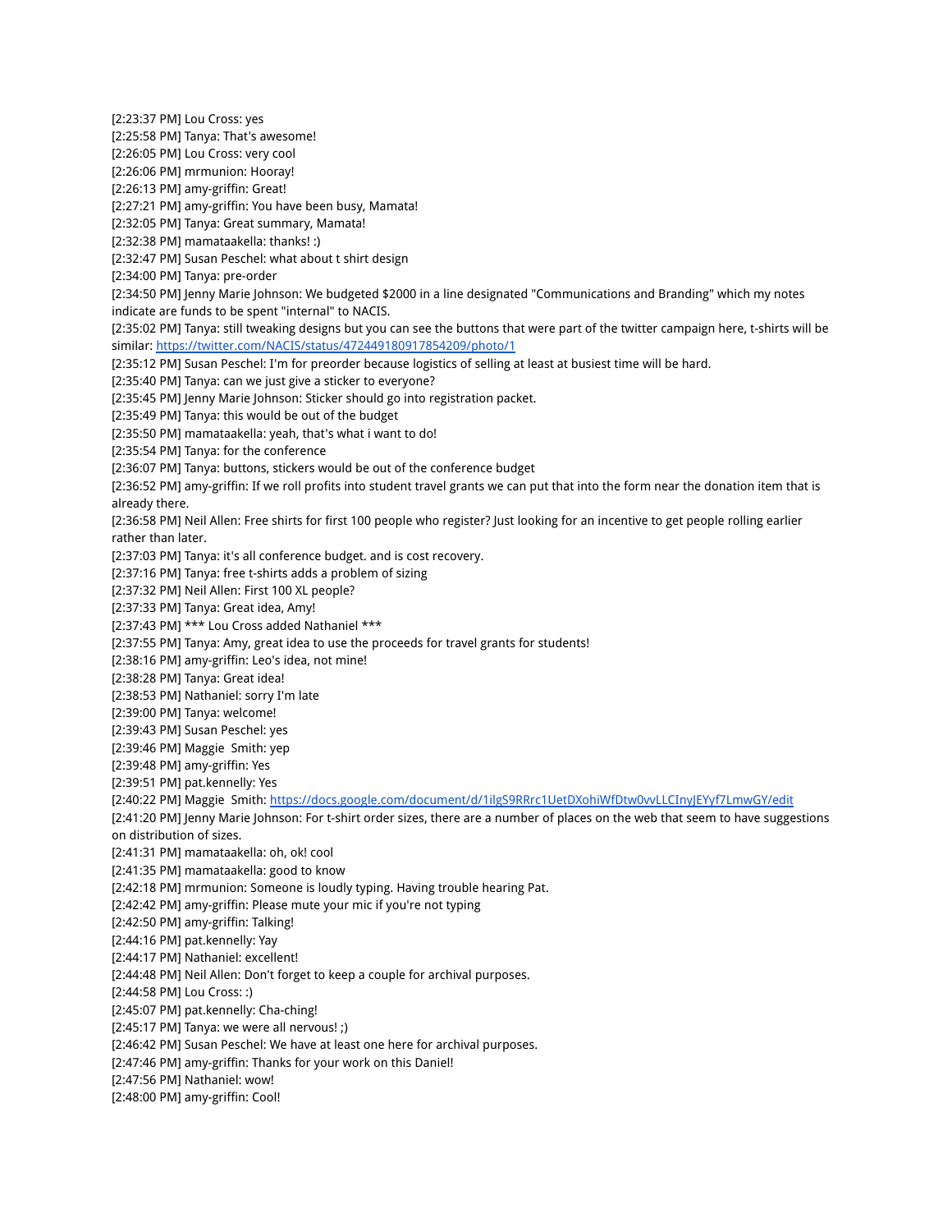[2:23:37 PM] Lou Cross: yes
[2:25:58 PM] Tanya: That's awesome!
[2:26:05 PM] Lou Cross: very cool
[2:26:06 PM] mrmunion: Hooray!
[2:26:13 PM] amy-griffin: Great!
[2:27:21 PM] amy-griffin: You have been busy, Mamata!
[2:32:05 PM] Tanya: Great summary, Mamata!
[2:32:38 PM] mamataakella: thanks! :)
[2:32:47 PM] Susan Peschel: what about t shirt design
[2:34:00 PM] Tanya: pre-order
[2:34:50 PM] Jenny Marie Johnson: We budgeted $2000 in a line designated "Communications and Branding" which my notes indicate are funds to be spent "internal" to NACIS.
[2:35:02 PM] Tanya: still tweaking designs but you can see the buttons that were part of the twitter campaign here, t-shirts will be similar: [https://twitter.com/NACIS/status/472449180917854209/photo/1](https://twitter.com/NACIS/status/472449180917854209/photo/1)
[2:35:12 PM] Susan Peschel: I'm for preorder because logistics of selling at least at busiest time will be hard.
[2:35:40 PM] Tanya: can we just give a sticker to everyone?
[2:35:45 PM] Jenny Marie Johnson: Sticker should go into registration packet.
[2:35:49 PM] Tanya: this would be out of the budget
[2:35:50 PM] mamataakella: yeah, that's what i want to do!
[2:35:54 PM] Tanya: for the conference
[2:36:07 PM] Tanya: buttons, stickers would be out of the conference budget
[2:36:52 PM] amy-griffin: If we roll profits into student travel grants we can put that into the form near the donation item that is already there.
[2:36:58 PM] Neil Allen: Free shirts for first 100 people who register? Just looking for an incentive to get people rolling earlier rather than later.
[2:37:03 PM] Tanya: it's all conference budget. and is cost recovery.
[2:37:16 PM] Tanya: free t-shirts adds a problem of sizing
[2:37:32 PM] Neil Allen: First 100 XL people?
[2:37:33 PM] Tanya: Great idea, Amy!
[2:37:43 PM] *** Lou Cross added Nathaniel ***
[2:37:55 PM] Tanya: Amy, great idea to use the proceeds for travel grants for students!
[2:38:16 PM] amy-griffin: Leo's idea, not mine!
[2:38:28 PM] Tanya: Great idea!
[2:38:53 PM] Nathaniel: sorry I'm late
[2:39:00 PM] Tanya: welcome!
[2:39:43 PM] Susan Peschel: yes
[2:39:46 PM] Maggie Smith: yep
[2:39:48 PM] amy-griffin: Yes
[2:39:51 PM] pat.kennelly: Yes
[2:40:22 PM] Maggie Smith: [https://docs.google.com/document/d/1ilgS9RRrc1UetDXohiWfDtw0vvLLCInyJEYyf7LmwGY/edit](https://docs.google.com/document/d/1ilgS9RRrc1UetDXohiWfDtw0vvLLCInyJEYyf7LmwGY/edit)
[2:41:20 PM] Jenny Marie Johnson: For t-shirt order sizes, there are a number of places on the web that seem to have suggestions on distribution of sizes.
[2:41:31 PM] mamataakella: oh, ok! cool
[2:41:35 PM] mamataakella: good to know
[2:42:18 PM] mrmunion: Someone is loudly typing. Having trouble hearing Pat.
[2:42:42 PM] amy-griffin: Please mute your mic if you're not typing
[2:42:50 PM] amy-griffin: Talking!
[2:44:16 PM] pat.kennelly: Yay
[2:44:17 PM] Nathaniel: excellent!
[2:44:48 PM] Neil Allen: Don't forget to keep a couple for archival purposes.
[2:44:58 PM] Lou Cross: :)
[2:45:07 PM] pat.kennelly: Cha-ching!
[2:45:17 PM] Tanya: we were all nervous! ;)
[2:46:42 PM] Susan Peschel: We have at least one here for archival purposes.
[2:47:46 PM] amy-griffin: Thanks for your work on this Daniel!
[2:47:56 PM] Nathaniel: wow!
[2:48:00 PM] amy-griffin: Cool!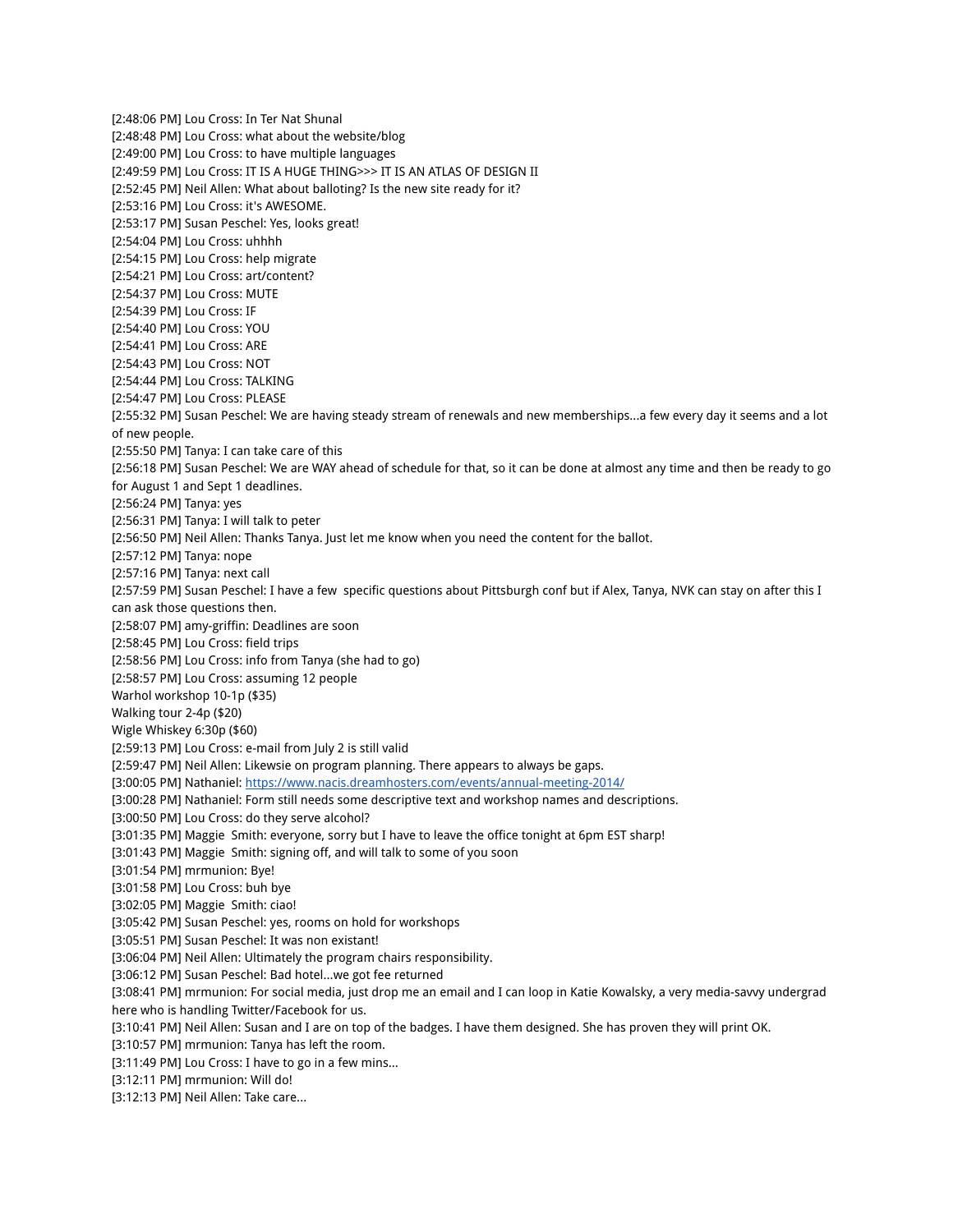[2:48:06 PM] Lou Cross: In Ter Nat Shunal
[2:48:48 PM] Lou Cross: what about the website/blog
[2:49:00 PM] Lou Cross: to have multiple languages
[2:49:59 PM] Lou Cross: IT IS A HUGE THING>>> IT IS AN ATLAS OF DESIGN II
[2:52:45 PM] Neil Allen: What about balloting? Is the new site ready for it?
[2:53:16 PM] Lou Cross: it's AWESOME.
[2:53:17 PM] Susan Peschel: Yes, looks great!
[2:54:04 PM] Lou Cross: uhhhh
[2:54:15 PM] Lou Cross: help migrate
[2:54:21 PM] Lou Cross: art/content?
[2:54:37 PM] Lou Cross: MUTE
[2:54:39 PM] Lou Cross: IF
[2:54:40 PM] Lou Cross: YOU
[2:54:41 PM] Lou Cross: ARE
[2:54:43 PM] Lou Cross: NOT
[2:54:44 PM] Lou Cross: TALKING
[2:54:47 PM] Lou Cross: PLEASE
[2:55:32 PM] Susan Peschel: We are having steady stream of renewals and new memberships...a few every day it seems and a lot of new people.
[2:55:50 PM] Tanya: I can take care of this
[2:56:18 PM] Susan Peschel: We are WAY ahead of schedule for that, so it can be done at almost any time and then be ready to go for August 1 and Sept 1 deadlines.
[2:56:24 PM] Tanya: yes
[2:56:31 PM] Tanya: I will talk to peter
[2:56:50 PM] Neil Allen: Thanks Tanya. Just let me know when you need the content for the ballot.
[2:57:12 PM] Tanya: nope
[2:57:16 PM] Tanya: next call
[2:57:59 PM] Susan Peschel: I have a few  specific questions about Pittsburgh conf but if Alex, Tanya, NVK can stay on after this I can ask those questions then.
[2:58:07 PM] amy-griffin: Deadlines are soon
[2:58:45 PM] Lou Cross: field trips
[2:58:56 PM] Lou Cross: info from Tanya (she had to go)
[2:58:57 PM] Lou Cross: assuming 12 people
Warhol workshop 10-1p ($35)
Walking tour 2-4p ($20)
Wigle Whiskey 6:30p ($60)
[2:59:13 PM] Lou Cross: e-mail from July 2 is still valid
[2:59:47 PM] Neil Allen: Likewsie on program planning. There appears to always be gaps.
[3:00:05 PM] Nathaniel: https://www.nacis.dreamhosters.com/events/annual-meeting-2014/
[3:00:28 PM] Nathaniel: Form still needs some descriptive text and workshop names and descriptions.
[3:00:50 PM] Lou Cross: do they serve alcohol?
[3:01:35 PM] Maggie  Smith: everyone, sorry but I have to leave the office tonight at 6pm EST sharp!
[3:01:43 PM] Maggie  Smith: signing off, and will talk to some of you soon
[3:01:54 PM] mrmunion: Bye!
[3:01:58 PM] Lou Cross: buh bye
[3:02:05 PM] Maggie  Smith: ciao!
[3:05:42 PM] Susan Peschel: yes, rooms on hold for workshops
[3:05:51 PM] Susan Peschel: It was non existant!
[3:06:04 PM] Neil Allen: Ultimately the program chairs responsibility.
[3:06:12 PM] Susan Peschel: Bad hotel...we got fee returned
[3:08:41 PM] mrmunion: For social media, just drop me an email and I can loop in Katie Kowalsky, a very media-savvy undergrad here who is handling Twitter/Facebook for us.
[3:10:41 PM] Neil Allen: Susan and I are on top of the badges. I have them designed. She has proven they will print OK.
[3:10:57 PM] mrmunion: Tanya has left the room.
[3:11:49 PM] Lou Cross: I have to go in a few mins...
[3:12:11 PM] mrmunion: Will do!
[3:12:13 PM] Neil Allen: Take care...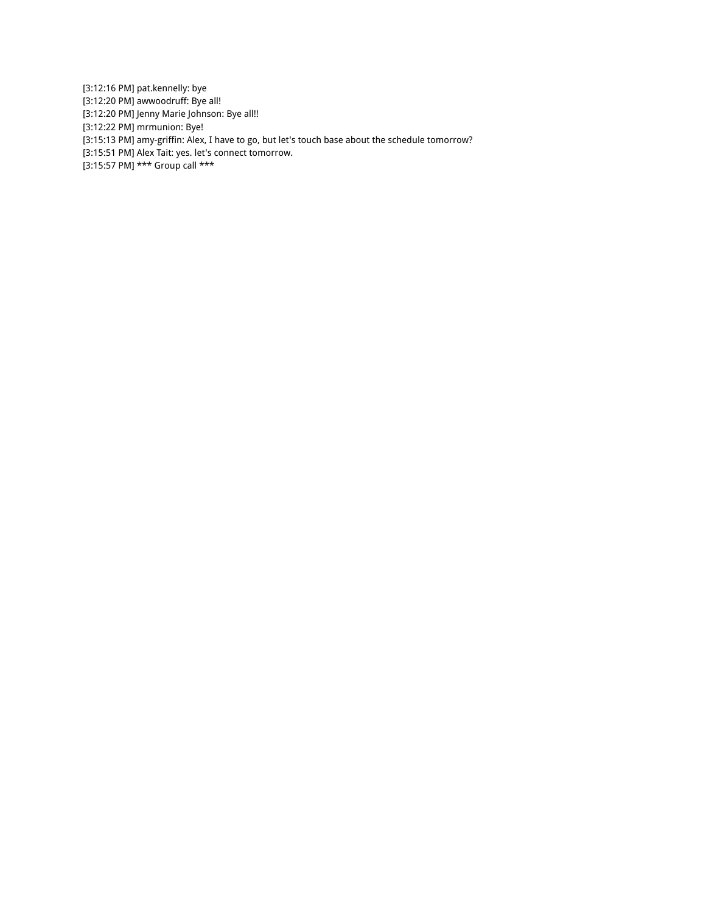[3:12:16 PM] pat.kennelly: bye
[3:12:20 PM] awwoodruff: Bye all!
[3:12:20 PM] Jenny Marie Johnson: Bye all!!
[3:12:22 PM] mrmunion: Bye!
[3:15:13 PM] amy-griffin: Alex, I have to go, but let's touch base about the schedule tomorrow?
[3:15:51 PM] Alex Tait: yes. let's connect tomorrow.
[3:15:57 PM] *** Group call ***